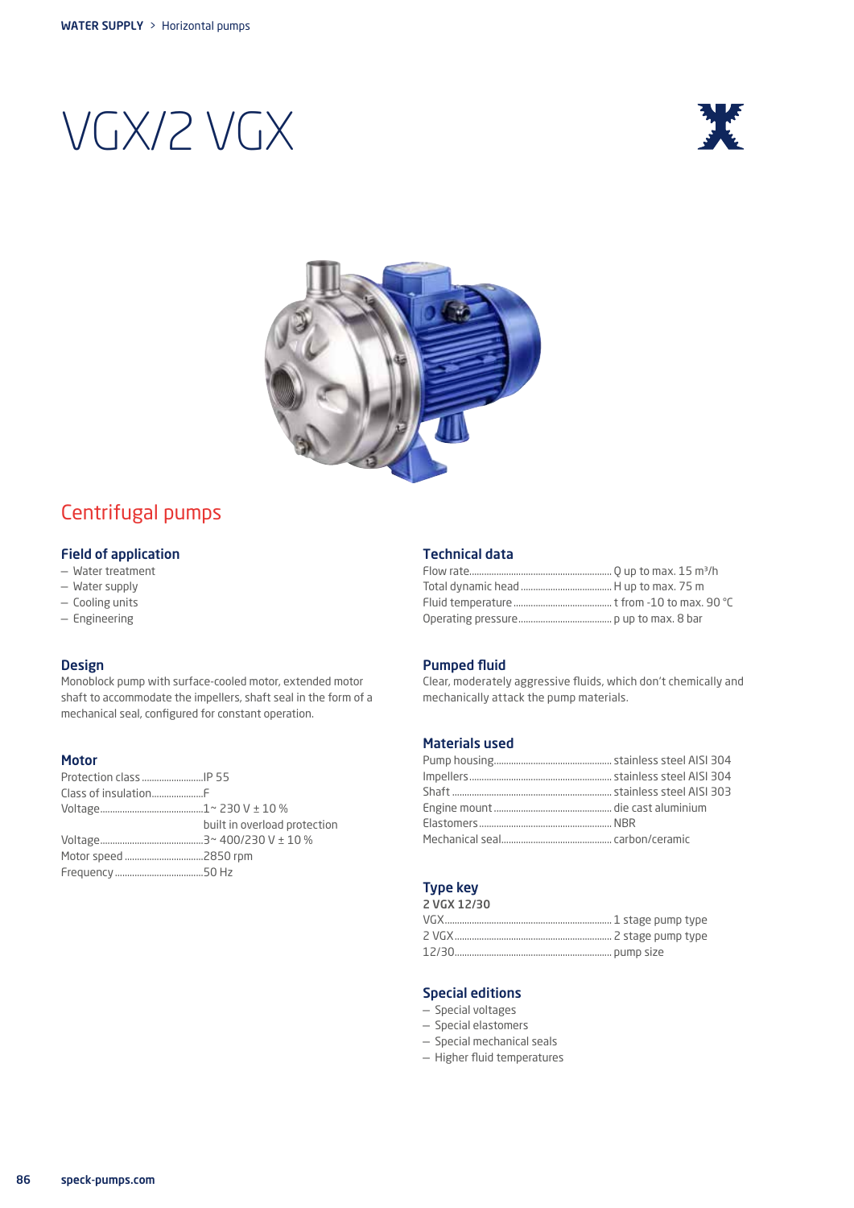# VGX/2 VGX

## Centrifugal pumps

### Field of application

- Water treatment
- Water supply
- Cooling units
- Engineering

### Design

Monoblock pump with surface-cooled motor, extended motor shaft to accommodate the impellers, shaft seal in the form of a mechanical seal, configured for constant operation.

### Motor

| | |
|---|---|
| Protection class | IP 55 |
| Class of insulation | F |
| Voltage | 1~ 230 V ± 10 % built in overload protection |
| Voltage | 3~ 400/230 V ± 10 % |
| Motor speed | 2850 rpm |
| Frequency | 50 Hz |

### Technical data

| | |
|---|---|
| Flow rate | Q up to max. 15 m³/h |
| Total dynamic head | H up to max. 75 m |
| Fluid temperature | t from -10 to max. 90 °C |
| Operating pressure | p up to max. 8 bar |

### Pumped fluid

Clear, moderately aggressive fluids, which don't chemically and mechanically attack the pump materials.

### Materials used

| | |
|---|---|
| Pump housing | stainless steel AISI 304 |
| Impellers | stainless steel AISI 304 |
| Shaft | stainless steel AISI 303 |
| Engine mount | die cast aluminium |
| Elastomers | NBR |
| Mechanical seal | carbon/ceramic |

### Type key

**2 VGX 12/30**

| | |
|---|---|
| VGX | 1 stage pump type |
| 2 VGX | 2 stage pump type |
| 12/30 | pump size |

### Special editions

- Special voltages
- Special elastomers
- Special mechanical seals
- Higher fluid temperatures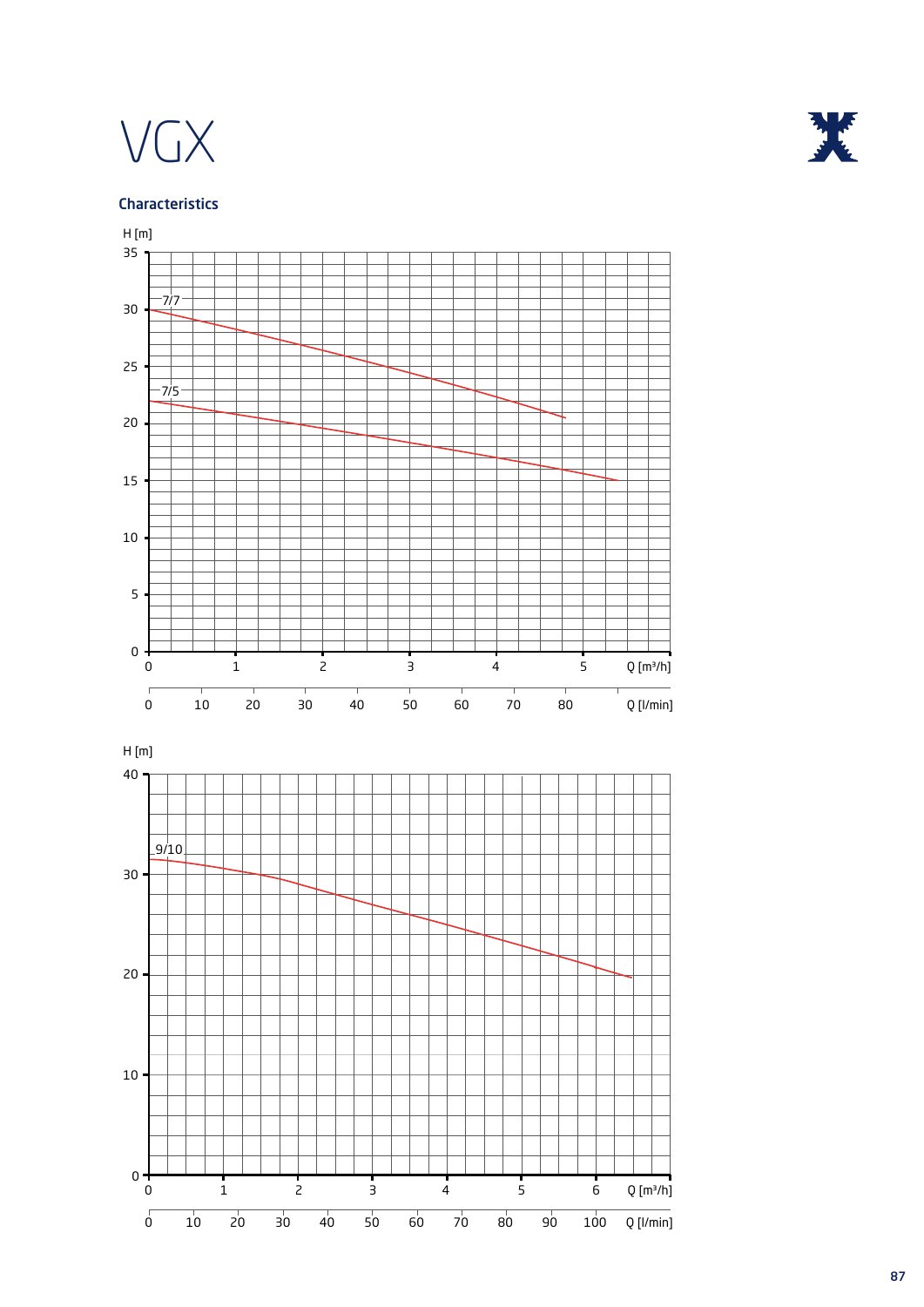# VGX

## Characteristics

H [m]

35
30
25
20
15
10
5
0

7/7

7/5

0 1 2 3 4 5 Q [m³/h]

0 10 20 30 40 50 60 70 80 Q [l/min]

H [m]

40
30
20
10
0

9/10

0 1 2 3 4 5 6 Q [m³/h]

0 10 20 30 40 50 60 70 80 90 100 Q [l/min]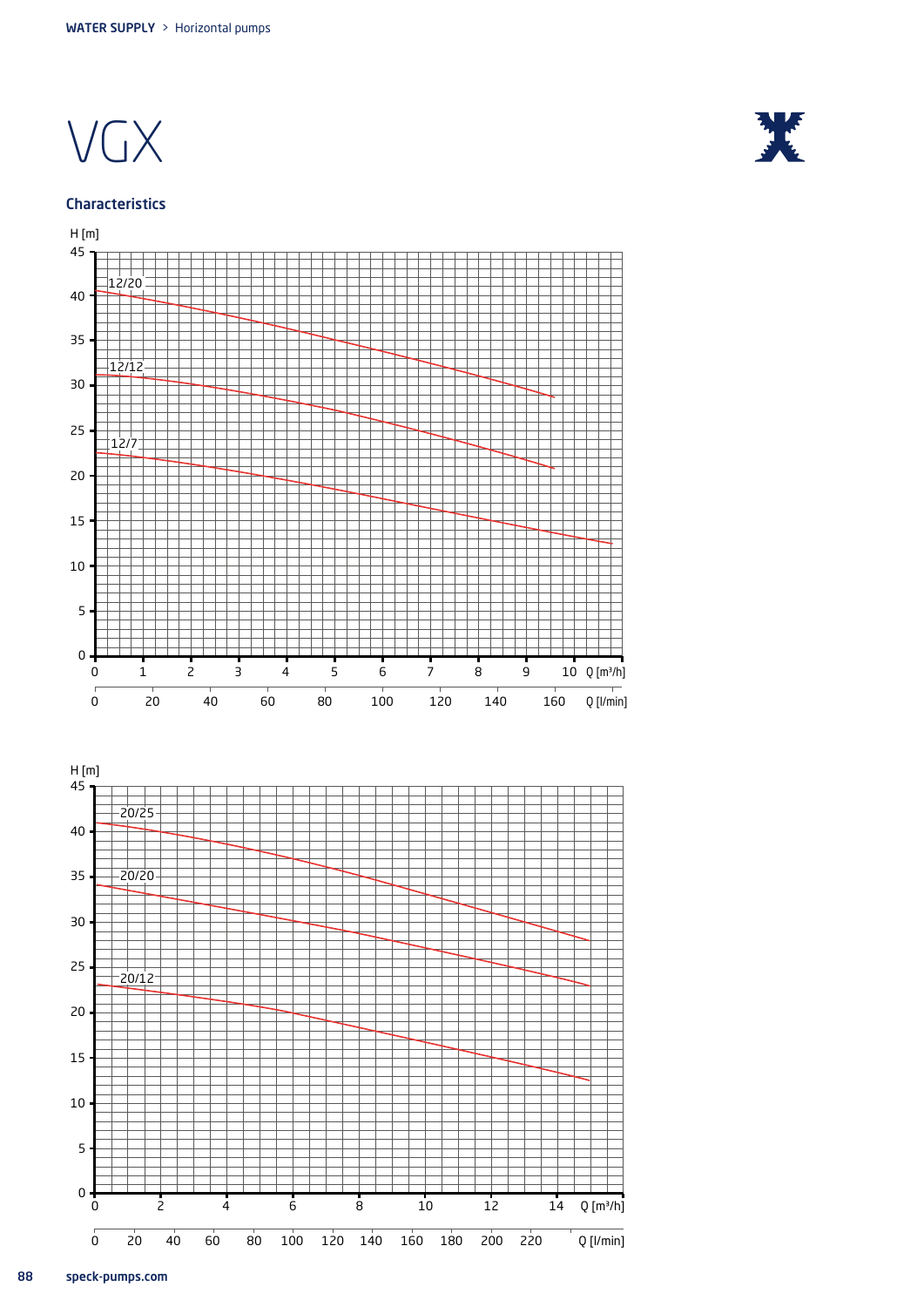# VGX

## Characteristics

H [m]

12/20

12/12

12/7

Q [m³/h]

Q [l/min]

H [m]

20/25

20/20

20/12

Q [m³/h]

Q [l/min]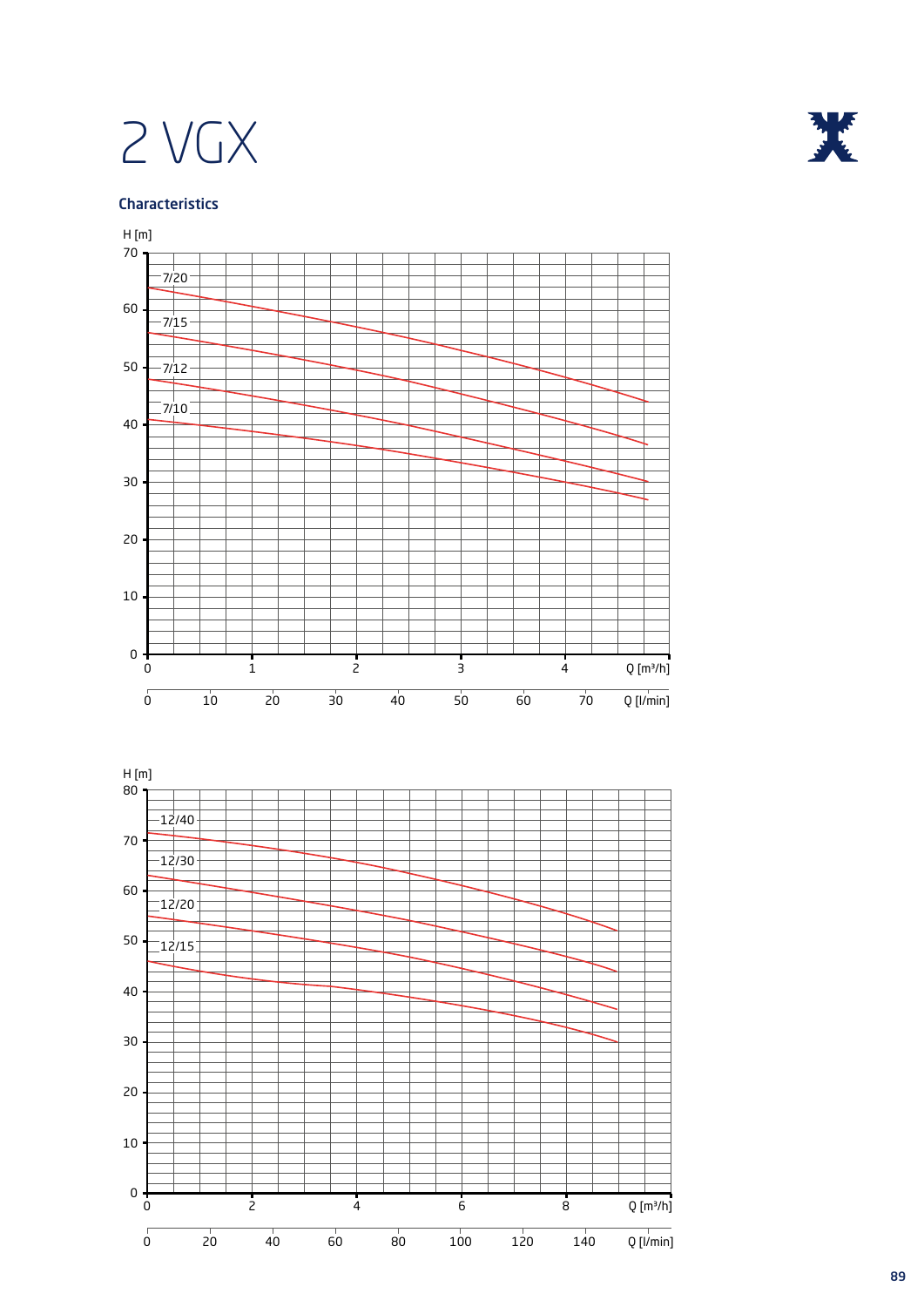# 2 VGX

## Characteristics

H [m]

7/20

7/15

7/12

7/10

Q [m³/h]

Q [l/min]

H [m]

12/40

12/30

12/20

12/15

Q [m³/h]

Q [l/min]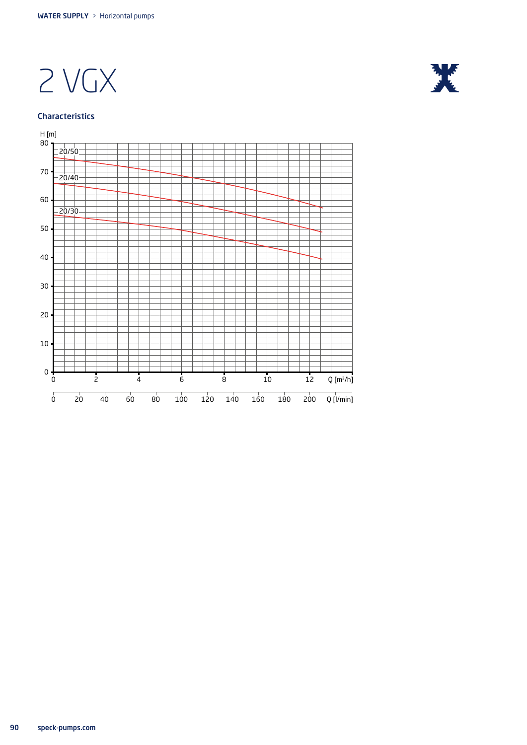# 2 VGX

### Characteristics

H [m]

Q [m³/h]

Q [l/min]

20/50

20/40

20/30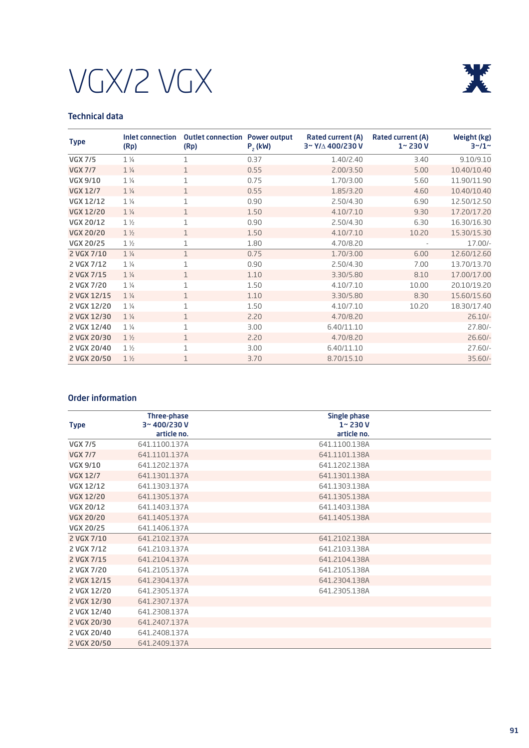# VGX/2 VGX

## Technical data

| Type | Inlet connection (Rp) | Outlet connection (Rp) | Power output $P_2$ (kW) | Rated current (A) 3~ Y/Δ 400/230 V | Rated current (A) 1~ 230 V | Weight (kg) 3~/1~ |
|---|---|---|---|---|---|---|
| VGX 7/5 | 1 ¼ | 1 | 0.37 | 1.40/2.40 | 3.40 | 9.10/9.10 |
| VGX 7/7 | 1 ¼ | 1 | 0.55 | 2.00/3.50 | 5.00 | 10.40/10.40 |
| VGX 9/10 | 1 ¼ | 1 | 0.75 | 1.70/3.00 | 5.60 | 11.90/11.90 |
| VGX 12/7 | 1 ¼ | 1 | 0.55 | 1.85/3.20 | 4.60 | 10.40/10.40 |
| VGX 12/12 | 1 ¼ | 1 | 0.90 | 2.50/4.30 | 6.90 | 12.50/12.50 |
| VGX 12/20 | 1 ¼ | 1 | 1.50 | 4.10/7.10 | 9.30 | 17.20/17.20 |
| VGX 20/12 | 1 ½ | 1 | 0.90 | 2.50/4.30 | 6.30 | 16.30/16.30 |
| VGX 20/20 | 1 ½ | 1 | 1.50 | 4.10/7.10 | 10.20 | 15.30/15.30 |
| VGX 20/25 | 1 ½ | 1 | 1.80 | 4.70/8.20 | - | 17.00/- |
| 2 VGX 7/10 | 1 ¼ | 1 | 0.75 | 1.70/3.00 | 6.00 | 12.60/12.60 |
| 2 VGX 7/12 | 1 ¼ | 1 | 0.90 | 2.50/4.30 | 7.00 | 13.70/13.70 |
| 2 VGX 7/15 | 1 ¼ | 1 | 1.10 | 3.30/5.80 | 8.10 | 17.00/17.00 |
| 2 VGX 7/20 | 1 ¼ | 1 | 1.50 | 4.10/7.10 | 10.00 | 20.10/19.20 |
| 2 VGX 12/15 | 1 ¼ | 1 | 1.10 | 3.30/5.80 | 8.30 | 15.60/15.60 |
| 2 VGX 12/20 | 1 ¼ | 1 | 1.50 | 4.10/7.10 | 10.20 | 18.30/17.40 |
| 2 VGX 12/30 | 1 ¼ | 1 | 2.20 | 4.70/8.20 | | 26.10/- |
| 2 VGX 12/40 | 1 ¼ | 1 | 3.00 | 6.40/11.10 | | 27.80/- |
| 2 VGX 20/30 | 1 ½ | 1 | 2.20 | 4.70/8.20 | | 26.60/- |
| 2 VGX 20/40 | 1 ½ | 1 | 3.00 | 6.40/11.10 | | 27.60/- |
| 2 VGX 20/50 | 1 ½ | 1 | 3.70 | 8.70/15.10 | | 35.60/- |

## Order information

| Type | Three-phase 3~ 400/230 V article no. | Single phase 1~ 230 V article no. |
|---|---|---|
| VGX 7/5 | 641.1100.137A | 641.1100.138A |
| VGX 7/7 | 641.1101.137A | 641.1101.138A |
| VGX 9/10 | 641.1202.137A | 641.1202.138A |
| VGX 12/7 | 641.1301.137A | 641.1301.138A |
| VGX 12/12 | 641.1303.137A | 641.1303.138A |
| VGX 12/20 | 641.1305.137A | 641.1305.138A |
| VGX 20/12 | 641.1403.137A | 641.1403.138A |
| VGX 20/20 | 641.1405.137A | 641.1405.138A |
| VGX 20/25 | 641.1406.137A | |
| 2 VGX 7/10 | 641.2102.137A | 641.2102.138A |
| 2 VGX 7/12 | 641.2103.137A | 641.2103.138A |
| 2 VGX 7/15 | 641.2104.137A | 641.2104.138A |
| 2 VGX 7/20 | 641.2105.137A | 641.2105.138A |
| 2 VGX 12/15 | 641.2304.137A | 641.2304.138A |
| 2 VGX 12/20 | 641.2305.137A | 641.2305.138A |
| 2 VGX 12/30 | 641.2307.137A | |
| 2 VGX 12/40 | 641.2308.137A | |
| 2 VGX 20/30 | 641.2407.137A | |
| 2 VGX 20/40 | 641.2408.137A | |
| 2 VGX 20/50 | 641.2409.137A | |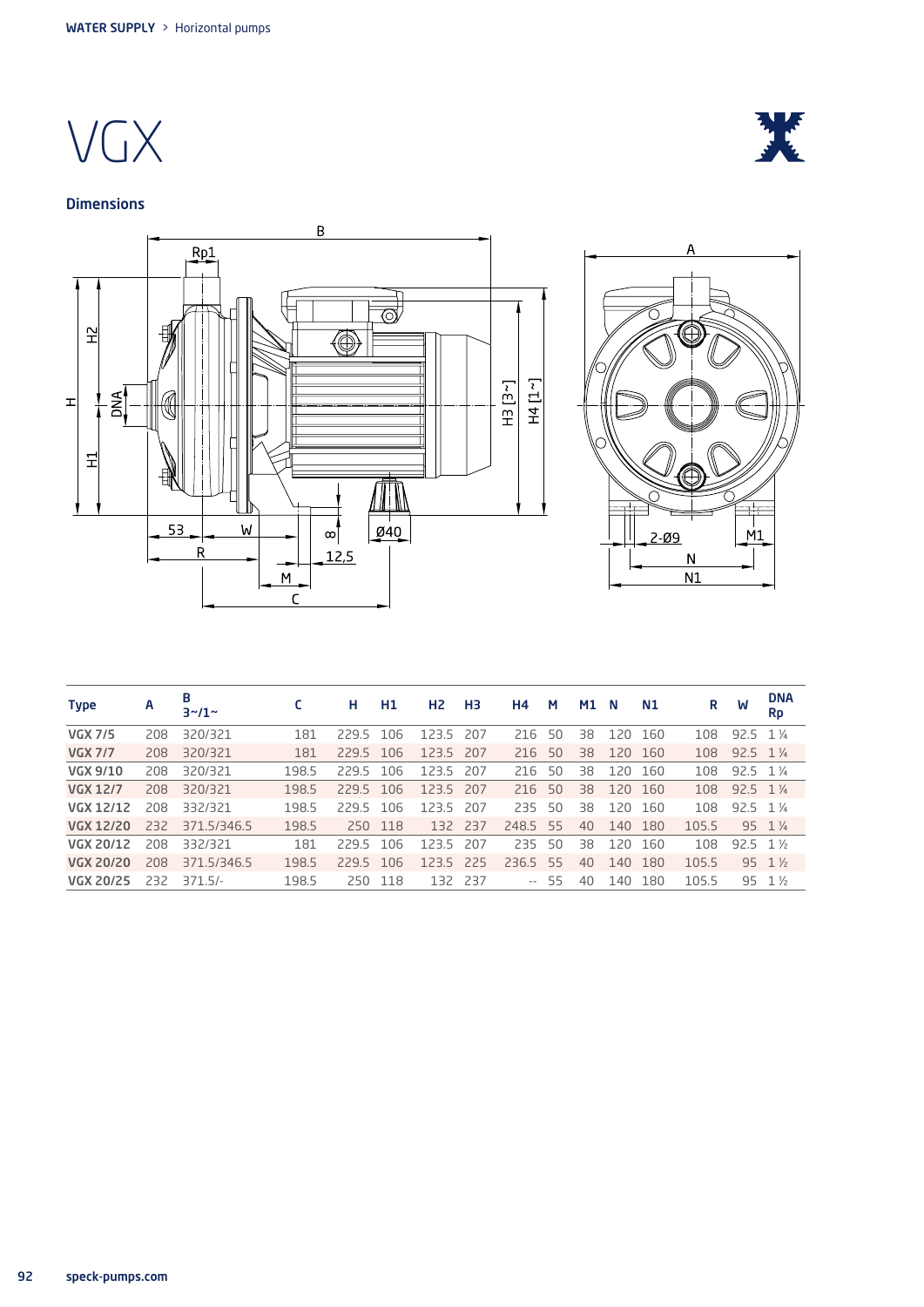# VGX

## Dimensions

| Type | A | B 3~/1~ | C | H | H1 | H2 | H3 | H4 | M | M1 | N | N1 | R | W | DNA Rp |
|---|---|---|---|---|---|---|---|---|---|---|---|---|---|---|---|
| VGX 7/5 | 208 | 320/321 | 181 | 229.5 | 106 | 123.5 | 207 | 216 | 50 | 38 | 120 | 160 | 108 | 92.5 | 1 ¼ |
| VGX 7/7 | 208 | 320/321 | 181 | 229.5 | 106 | 123.5 | 207 | 216 | 50 | 38 | 120 | 160 | 108 | 92.5 | 1 ¼ |
| VGX 9/10 | 208 | 320/321 | 198.5 | 229.5 | 106 | 123.5 | 207 | 216 | 50 | 38 | 120 | 160 | 108 | 92.5 | 1 ¼ |
| VGX 12/7 | 208 | 320/321 | 198.5 | 229.5 | 106 | 123.5 | 207 | 216 | 50 | 38 | 120 | 160 | 108 | 92.5 | 1 ¼ |
| VGX 12/12 | 208 | 332/321 | 198.5 | 229.5 | 106 | 123.5 | 207 | 235 | 50 | 38 | 120 | 160 | 108 | 92.5 | 1 ¼ |
| VGX 12/20 | 232 | 371.5/346.5 | 198.5 | 250 | 118 | 132 | 237 | 248.5 | 55 | 40 | 140 | 180 | 105.5 | 95 | 1 ¼ |
| VGX 20/12 | 208 | 332/321 | 181 | 229.5 | 106 | 123.5 | 207 | 235 | 50 | 38 | 120 | 160 | 108 | 92.5 | 1 ½ |
| VGX 20/20 | 208 | 371.5/346.5 | 198.5 | 229.5 | 106 | 123.5 | 225 | 236.5 | 55 | 40 | 140 | 180 | 105.5 | 95 | 1 ½ |
| VGX 20/25 | 232 | 371.5/- | 198.5 | 250 | 118 | 132 | 237 | -- | 55 | 40 | 140 | 180 | 105.5 | 95 | 1 ½ |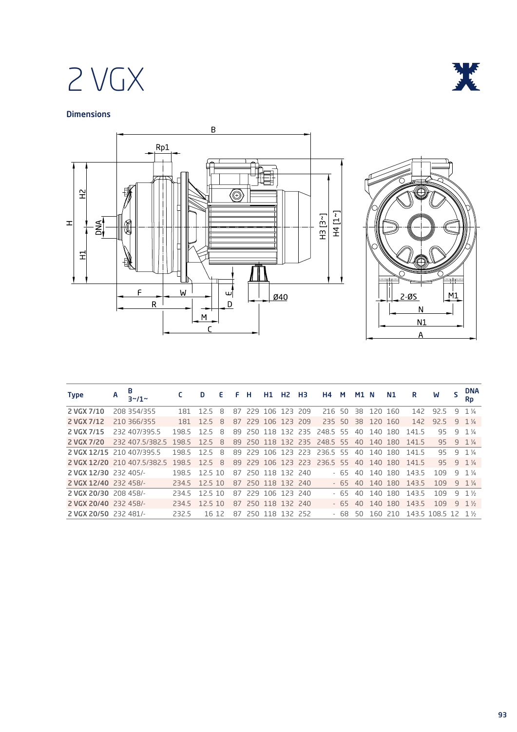# 2 VGX

## Dimensions

B
Rp1
H2
H
DNA
H1
H3 [3~]
H4 [1~]
F
W
E
R
D
M
C
Ø40
2-ØS
M1
N
N1
A

| Type | A | B 3~/1~ | C | D | E | F | H | H1 | H2 | H3 | H4 | M | M1 | N | N1 | R | W | S | DNA Rp |
|---|---|---|---|---|---|---|---|---|---|---|---|---|---|---|---|---|---|---|---|
| 2 VGX 7/10 | 208 | 354/355 | 181 | 12.5 | 8 | 87 | 229 | 106 | 123 | 209 | 216 | 50 | 38 | 120 | 160 | 142 | 92.5 | 9 | 1 ¼ |
| 2 VGX 7/12 | 210 | 366/355 | 181 | 12.5 | 8 | 87 | 229 | 106 | 123 | 209 | 235 | 50 | 38 | 120 | 160 | 142 | 92.5 | 9 | 1 ¼ |
| 2 VGX 7/15 | 232 | 407/395.5 | 198.5 | 12.5 | 8 | 89 | 250 | 118 | 132 | 235 | 248.5 | 55 | 40 | 140 | 180 | 141.5 | 95 | 9 | 1 ¼ |
| 2 VGX 7/20 | 232 | 407.5/382.5 | 198.5 | 12.5 | 8 | 89 | 250 | 118 | 132 | 235 | 248.5 | 55 | 40 | 140 | 180 | 141.5 | 95 | 9 | 1 ¼ |
| 2 VGX 12/15 | 210 | 407/395.5 | 198.5 | 12.5 | 8 | 89 | 229 | 106 | 123 | 223 | 236.5 | 55 | 40 | 140 | 180 | 141.5 | 95 | 9 | 1 ¼ |
| 2 VGX 12/20 | 210 | 407.5/382.5 | 198.5 | 12.5 | 8 | 89 | 229 | 106 | 123 | 223 | 236.5 | 55 | 40 | 140 | 180 | 141.5 | 95 | 9 | 1 ¼ |
| 2 VGX 12/30 | 232 | 405/- | 198.5 | 12.5 | 10 | 87 | 250 | 118 | 132 | 240 | - | 65 | 40 | 140 | 180 | 143.5 | 109 | 9 | 1 ¼ |
| 2 VGX 12/40 | 232 | 458/- | 234.5 | 12.5 | 10 | 87 | 250 | 118 | 132 | 240 | - | 65 | 40 | 140 | 180 | 143.5 | 109 | 9 | 1 ¼ |
| 2 VGX 20/30 | 208 | 458/- | 234.5 | 12.5 | 10 | 87 | 229 | 106 | 123 | 240 | - | 65 | 40 | 140 | 180 | 143.5 | 109 | 9 | 1 ½ |
| 2 VGX 20/40 | 232 | 458/- | 234.5 | 12.5 | 10 | 87 | 250 | 118 | 132 | 240 | - | 65 | 40 | 140 | 180 | 143.5 | 109 | 9 | 1 ½ |
| 2 VGX 20/50 | 232 | 481/- | 232.5 | 16 | 12 | 87 | 250 | 118 | 132 | 252 | - | 68 | 50 | 160 | 210 | 143.5 | 108.5 | 12 | 1 ½ |